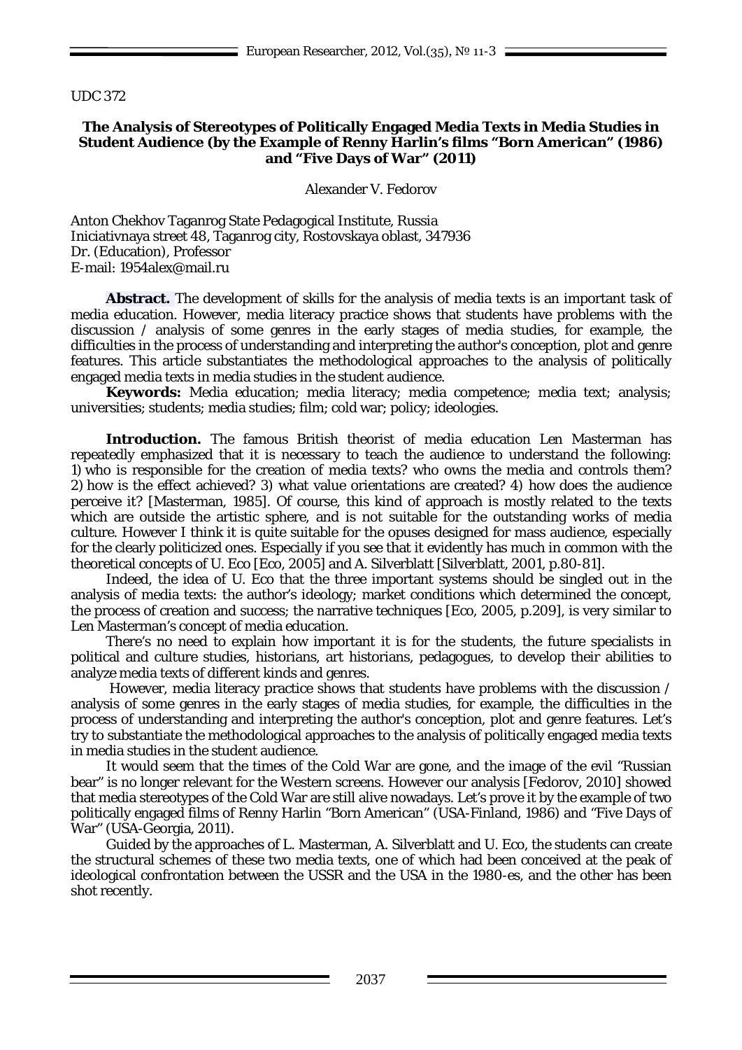UDC 372

# The Analysis of Stereotypes of Politically Engaged Media Texts in Media Studies in Student Audience (by the Example of Renny Harlin's films "Born American" (1986) and "Five Days of War" (2011)

Alexander V. Fedorov

Anton Chekhov Taganrog State Pedagogical Institute, Russia
Iniciativnaya street 48, Taganrog city, Rostovskaya oblast, 347936
Dr. (Education), Professor
E-mail: 1954alex@mail.ru

**Abstract.** The development of skills for the analysis of media texts is an important task of media education. However, media literacy practice shows that students have problems with the discussion / analysis of some genres in the early stages of media studies, for example, the difficulties in the process of understanding and interpreting the author's conception, plot and genre features. This article substantiates the methodological approaches to the analysis of politically engaged media texts in media studies in the student audience.

**Keywords:** Media education; media literacy; media competence; media text; analysis; universities; students; media studies; film; cold war; policy; ideologies.

**Introduction.** The famous British theorist of media education Len Masterman has repeatedly emphasized that it is necessary to teach the audience to understand the following: 1) who is responsible for the creation of media texts? who owns the media and controls them? 2) how is the effect achieved? 3) what value orientations are created? 4) how does the audience perceive it? [Masterman, 1985]. Of course, this kind of approach is mostly related to the texts which are outside the artistic sphere, and is not suitable for the outstanding works of media culture. However I think it is quite suitable for the opuses designed for mass audience, especially for the clearly politicized ones. Especially if you see that it evidently has much in common with the theoretical concepts of U. Eco [Eco, 2005] and A. Silverblatt [Silverblatt, 2001, p.80-81].

Indeed, the idea of U. Eco that the three important systems should be singled out in the analysis of media texts: the author's ideology; market conditions which determined the concept, the process of creation and success; the narrative techniques [Eco, 2005, p.209], is very similar to Len Masterman's concept of media education.

There's no need to explain how important it is for the students, the future specialists in political and culture studies, historians, art historians, pedagogues, to develop their abilities to analyze media texts of different kinds and genres.

However, media literacy practice shows that students have problems with the discussion / analysis of some genres in the early stages of media studies, for example, the difficulties in the process of understanding and interpreting the author's conception, plot and genre features. Let's try to substantiate the methodological approaches to the analysis of politically engaged media texts in media studies in the student audience.

It would seem that the times of the Cold War are gone, and the image of the evil "Russian bear" is no longer relevant for the Western screens. However our analysis [Fedorov, 2010] showed that media stereotypes of the Cold War are still alive nowadays. Let's prove it by the example of two politically engaged films of Renny Harlin "Born American" (USA-Finland, 1986) and "Five Days of War" (USA-Georgia, 2011).

Guided by the approaches of L. Masterman, A. Silverblatt and U. Eco, the students can create the structural schemes of these two media texts, one of which had been conceived at the peak of ideological confrontation between the USSR and the USA in the 1980-es, and the other has been shot recently.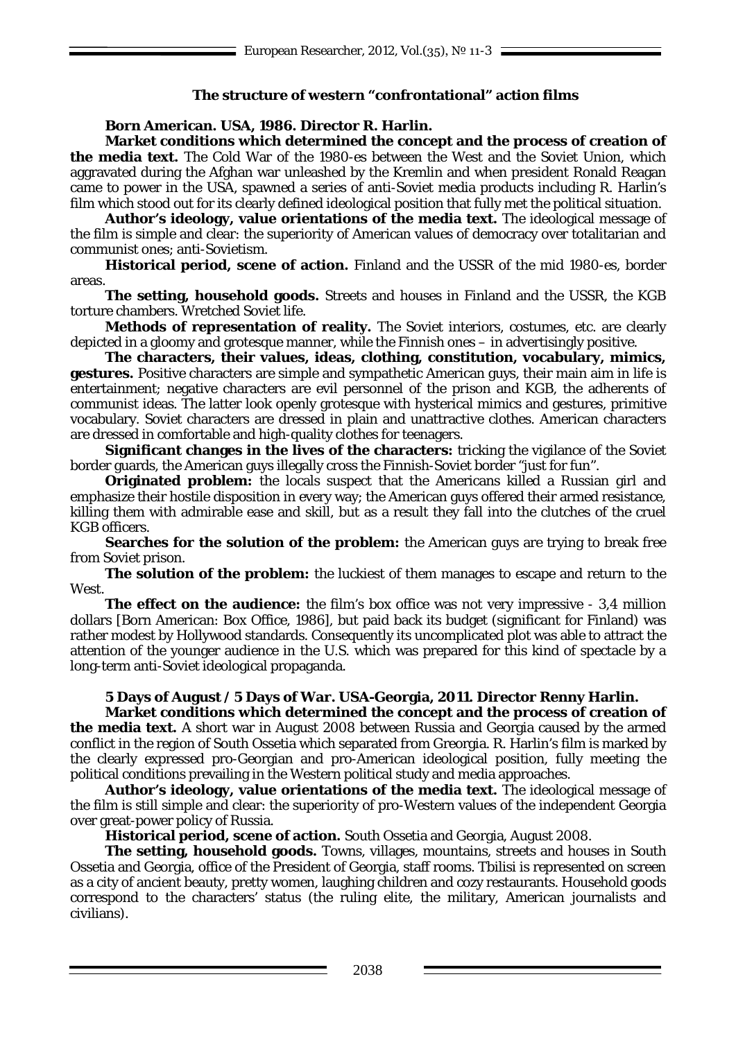### The structure of western "confrontational" action films

**Born American. USA, 1986. Director R. Harlin.**

**Market conditions which determined the concept and the process of creation of the media text.** The Cold War of the 1980-es between the West and the Soviet Union, which aggravated during the Afghan war unleashed by the Kremlin and when president Ronald Reagan came to power in the USA, spawned a series of anti-Soviet media products including R. Harlin's film which stood out for its clearly defined ideological position that fully met the political situation.

**Author's ideology, value orientations of the media text.** The ideological message of the film is simple and clear: the superiority of American values of democracy over totalitarian and communist ones; anti-Sovietism.

**Historical period, scene of action.** Finland and the USSR of the mid 1980-es, border areas.

**The setting, household goods.** Streets and houses in Finland and the USSR, the KGB torture chambers. Wretched Soviet life.

**Methods of representation of reality.** The Soviet interiors, costumes, etc. are clearly depicted in a gloomy and grotesque manner, while the Finnish ones – in advertisingly positive.

**The characters, their values, ideas, clothing, constitution, vocabulary, mimics, gestures.** Positive characters are simple and sympathetic American guys, their main aim in life is entertainment; negative characters are evil personnel of the prison and KGB, the adherents of communist ideas. The latter look openly grotesque with hysterical mimics and gestures, primitive vocabulary. Soviet characters are dressed in plain and unattractive clothes. American characters are dressed in comfortable and high-quality clothes for teenagers.

**Significant changes in the lives of the characters:** tricking the vigilance of the Soviet border guards, the American guys illegally cross the Finnish-Soviet border "just for fun".

**Originated problem:** the locals suspect that the Americans killed a Russian girl and emphasize their hostile disposition in every way; the American guys offered their armed resistance, killing them with admirable ease and skill, but as a result they fall into the clutches of the cruel KGB officers.

**Searches for the solution of the problem:** the American guys are trying to break free from Soviet prison.

**The solution of the problem:** the luckiest of them manages to escape and return to the West.

**The effect on the audience:** the film's box office was not very impressive - 3,4 million dollars [Born American: Box Office, 1986], but paid back its budget (significant for Finland) was rather modest by Hollywood standards. Consequently its uncomplicated plot was able to attract the attention of the younger audience in the U.S. which was prepared for this kind of spectacle by a long-term anti-Soviet ideological propaganda.

**5 Days of August / 5 Days of War. USA-Georgia, 2011. Director Renny Harlin.**

**Market conditions which determined the concept and the process of creation of the media text.** A short war in August 2008 between Russia and Georgia caused by the armed conflict in the region of South Ossetia which separated from Greorgia. R. Harlin's film is marked by the clearly expressed pro-Georgian and pro-American ideological position, fully meeting the political conditions prevailing in the Western political study and media approaches.

**Author's ideology, value orientations of the media text.** The ideological message of the film is still simple and clear: the superiority of pro-Western values of the independent Georgia over great-power policy of Russia.

**Historical period, scene of action.** South Ossetia and Georgia, August 2008.

**The setting, household goods.** Towns, villages, mountains, streets and houses in South Ossetia and Georgia, office of the President of Georgia, staff rooms. Tbilisi is represented on screen as a city of ancient beauty, pretty women, laughing children and cozy restaurants. Household goods correspond to the characters' status (the ruling elite, the military, American journalists and civilians).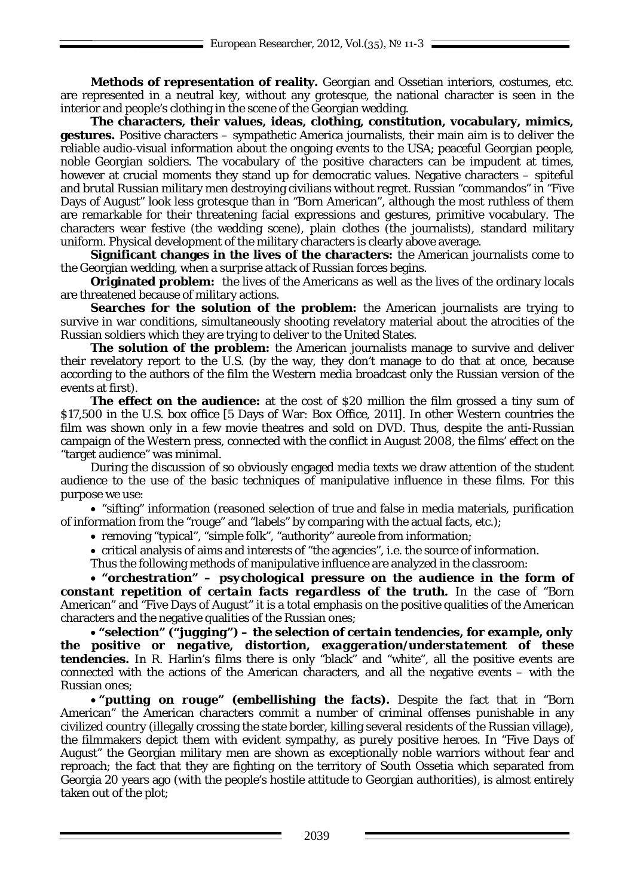**Methods of representation of reality.** Georgian and Ossetian interiors, costumes, etc. are represented in a neutral key, without any grotesque, the national character is seen in the interior and people's clothing in the scene of the Georgian wedding.

**The characters, their values, ideas, clothing, constitution, vocabulary, mimics, gestures.** Positive characters – sympathetic America journalists, their main aim is to deliver the reliable audio-visual information about the ongoing events to the USA; peaceful Georgian people, noble Georgian soldiers. The vocabulary of the positive characters can be impudent at times, however at crucial moments they stand up for democratic values. Negative characters – spiteful and brutal Russian military men destroying civilians without regret. Russian "commandos" in "Five Days of August" look less grotesque than in "Born American", although the most ruthless of them are remarkable for their threatening facial expressions and gestures, primitive vocabulary. The characters wear festive (the wedding scene), plain clothes (the journalists), standard military uniform. Physical development of the military characters is clearly above average.

**Significant changes in the lives of the characters:** the American journalists come to the Georgian wedding, when a surprise attack of Russian forces begins.

**Originated problem:** the lives of the Americans as well as the lives of the ordinary locals are threatened because of military actions.

**Searches for the solution of the problem:** the American journalists are trying to survive in war conditions, simultaneously shooting revelatory material about the atrocities of the Russian soldiers which they are trying to deliver to the United States.

**The solution of the problem:** the American journalists manage to survive and deliver their revelatory report to the U.S. (by the way, they don't manage to do that at once, because according to the authors of the film the Western media broadcast only the Russian version of the events at first).

**The effect on the audience:** at the cost of $20 million the film grossed a tiny sum of $17,500 in the U.S. box office [5 Days of War: Box Office, 2011]. In other Western countries the film was shown only in a few movie theatres and sold on DVD. Thus, despite the anti-Russian campaign of the Western press, connected with the conflict in August 2008, the films' effect on the "target audience" was minimal.

During the discussion of so obviously engaged media texts we draw attention of the student audience to the use of the basic techniques of manipulative influence in these films. For this purpose we use:

- "sifting" information (reasoned selection of true and false in media materials, purification of information from the "rouge" and "labels" by comparing with the actual facts, etc.);
- removing "typical", "simple folk", "authority" aureole from information;
- critical analysis of aims and interests of "the agencies", i.e. the source of information.

Thus the following methods of manipulative influence are analyzed in the classroom:

- ***"orchestration" – psychological pressure on the audience in the form of constant repetition of certain facts regardless of the truth.*** In the case of "Born American" and "Five Days of August" it is a total emphasis on the positive qualities of the American characters and the negative qualities of the Russian ones;
- ***"selection" ("jugging") – the selection of certain tendencies, for example, only the positive or negative, distortion, exaggeration/understatement of these tendencies.*** In R. Harlin's films there is only "black" and "white", all the positive events are connected with the actions of the American characters, and all the negative events – with the Russian ones;
- ***"putting on rouge" (embellishing the facts).*** Despite the fact that in "Born American" the American characters commit a number of criminal offenses punishable in any civilized country (illegally crossing the state border, killing several residents of the Russian village), the filmmakers depict them with evident sympathy, as purely positive heroes. In "Five Days of August" the Georgian military men are shown as exceptionally noble warriors without fear and reproach; the fact that they are fighting on the territory of South Ossetia which separated from Georgia 20 years ago (with the people's hostile attitude to Georgian authorities), is almost entirely taken out of the plot;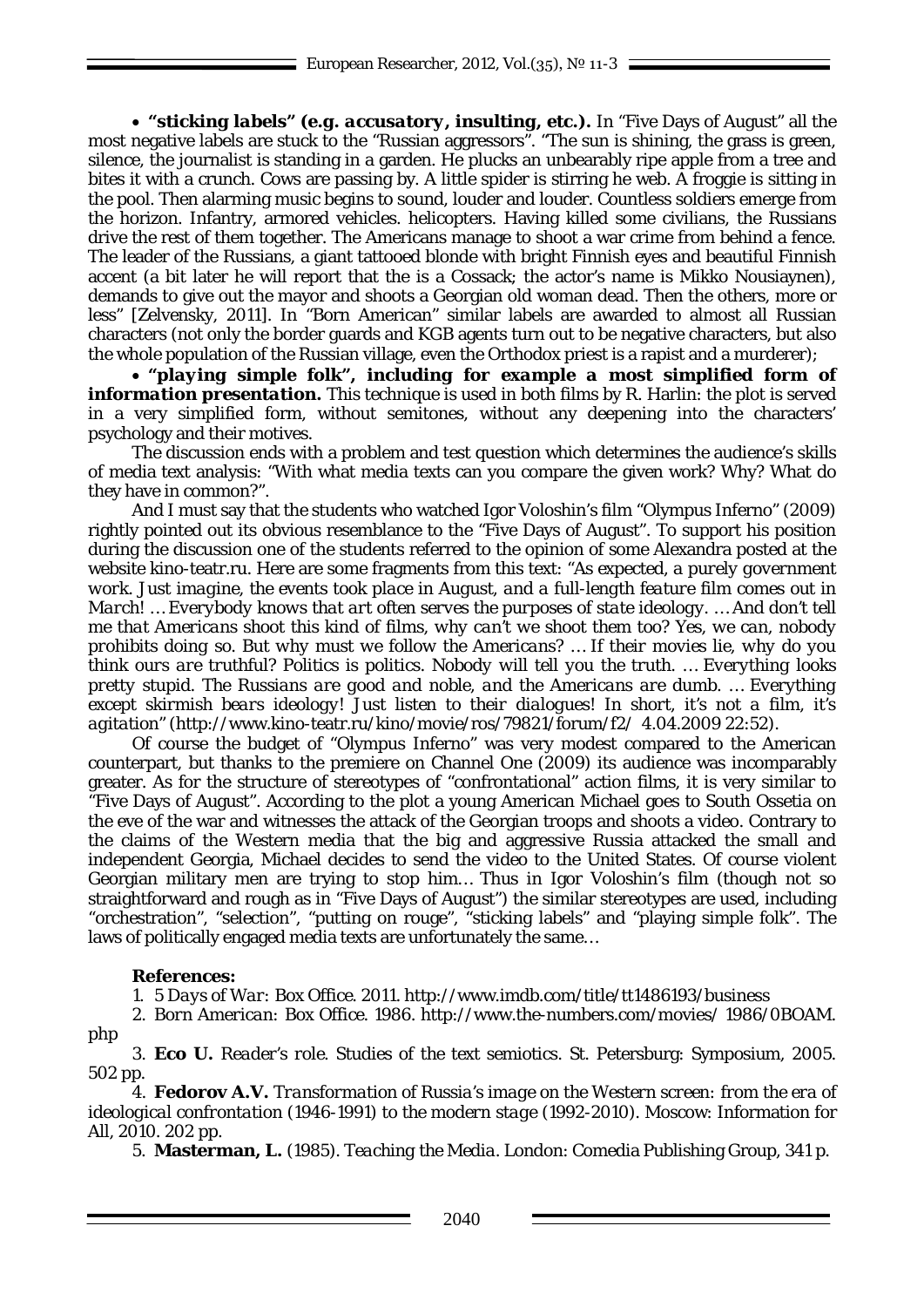- **"sticking labels" (e.g. *accusatory, insulting, etc.*).** In "Five Days of August" all the most negative labels are stuck to the "Russian aggressors". "The sun is shining, the grass is green, silence, the journalist is standing in a garden. He plucks an unbearably ripe apple from a tree and bites it with a crunch. Cows are passing by. A little spider is stirring he web. A froggie is sitting in the pool. Then alarming music begins to sound, louder and louder. Countless soldiers emerge from the horizon. Infantry, armored vehicles. helicopters. Having killed some civilians, the Russians drive the rest of them together. The Americans manage to shoot a war crime from behind a fence. The leader of the Russians, a giant tattooed blonde with bright Finnish eyes and beautiful Finnish accent (a bit later he will report that the is a Cossack; the actor's name is Mikko Nousiaynen), demands to give out the mayor and shoots a Georgian old woman dead. Then the others, more or less" [Zelvensky, 2011]. In "Born American" similar labels are awarded to almost all Russian characters (not only the border guards and KGB agents turn out to be negative characters, but also the whole population of the Russian village, even the Orthodox priest is a rapist and a murderer);
- **"playing simple folk", including for example a most simplified form of information presentation.** This technique is used in both films by R. Harlin: the plot is served in a very simplified form, without semitones, without any deepening into the characters' psychology and their motives.

The discussion ends with a problem and test question which determines the audience's skills of media text analysis: "With what media texts can you compare the given work? Why? What do they have in common?".

And I must say that the students who watched Igor Voloshin's film "Olympus Inferno" (2009) rightly pointed out its obvious resemblance to the "Five Days of August". To support his position during the discussion one of the students referred to the opinion of some Alexandra posted at the website kino-teatr.ru. Here are some fragments from this text: "*As expected, a purely government work. Just imagine, the events took place in August, and a full-length feature film comes out in March! … Everybody knows that art often serves the purposes of state ideology. … And don't tell me that Americans shoot this kind of films, why can't we shoot them too? Yes, we can, nobody prohibits doing so. But why must we follow the Americans? … If their movies lie, why do you think ours are truthful? Politics is politics. Nobody will tell you the truth. … Everything looks pretty stupid. The Russians are good and noble, and the Americans are dumb. … Everything except skirmish bears ideology! Just listen to their dialogues! In short, it's not a film, it's agitation*" (http://www.kino-teatr.ru/kino/movie/ros/79821/forum/f2/ 4.04.2009 22:52).

Of course the budget of "Olympus Inferno" was very modest compared to the American counterpart, but thanks to the premiere on Channel One (2009) its audience was incomparably greater. As for the structure of stereotypes of "confrontational" action films, it is very similar to "Five Days of August". According to the plot a young American Michael goes to South Ossetia on the eve of the war and witnesses the attack of the Georgian troops and shoots a video. Contrary to the claims of the Western media that the big and aggressive Russia attacked the small and independent Georgia, Michael decides to send the video to the United States. Of course violent Georgian military men are trying to stop him… Thus in Igor Voloshin's film (though not so straightforward and rough as in "Five Days of August") the similar stereotypes are used, including "orchestration", "selection", "putting on rouge", "sticking labels" and "playing simple folk". The laws of politically engaged media texts are unfortunately the same…

**References:**

1. *5 Days of War: Box Office*. 2011. http://www.imdb.com/title/tt1486193/business
2. *Born American: Box Office*. 1986. http://www.the-numbers.com/movies/ 1986/0BOAM.php
3. **Eco U.** *Reader's role. Studies of the text semiotics*. St. Petersburg: Symposium, 2005. 502 pp.
4. **Fedorov A.V.** *Transformation of Russia's image on the Western screen: from the era of ideological confrontation (1946-1991) to the modern stage (1992-2010)*. Moscow: Information for All, 2010. 202 pp.
5. **Masterman, L.** (1985). *Teaching the Media*. London: Comedia Publishing Group, 341 p.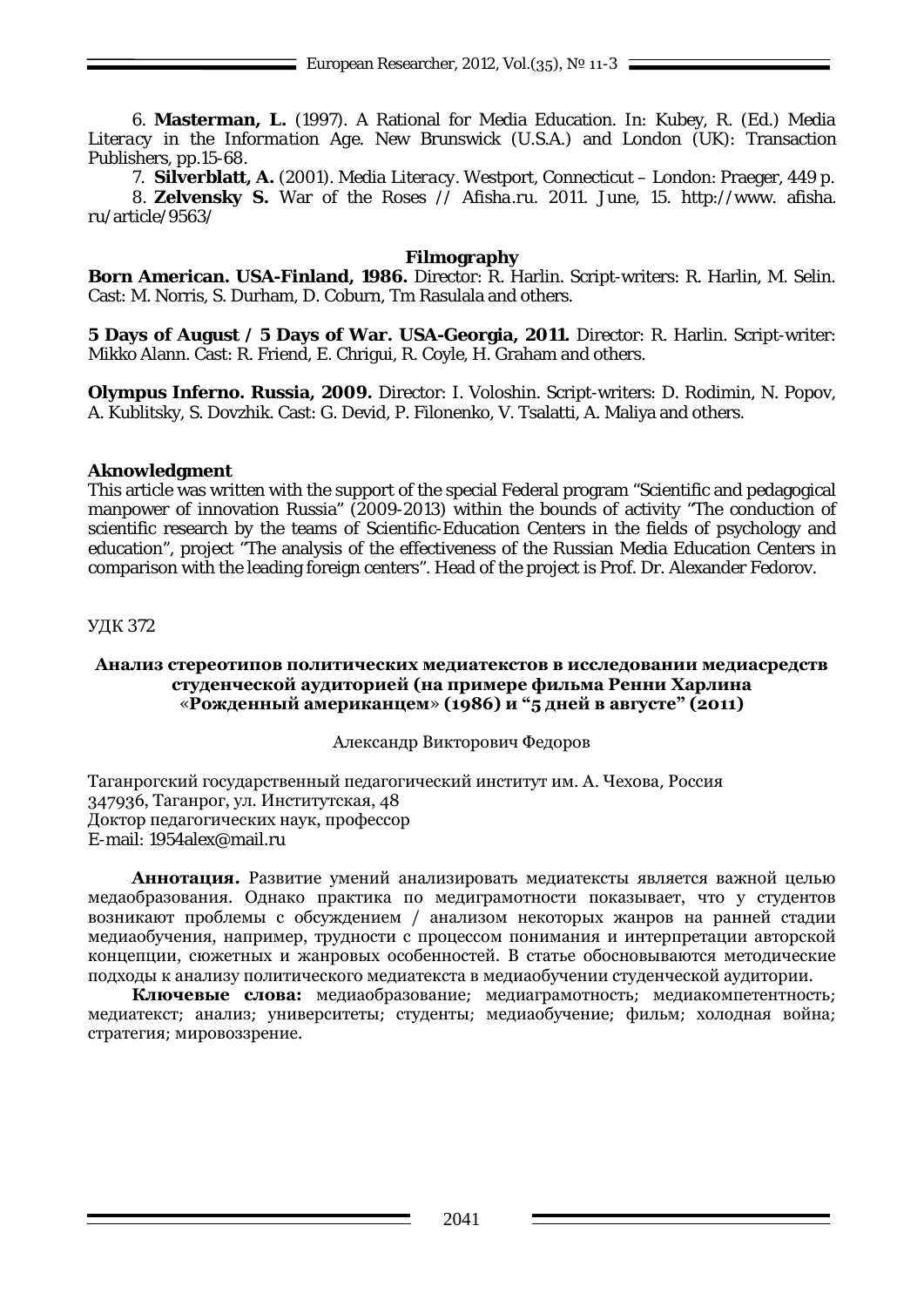6. **Masterman, L.** (1997). A Rational for Media Education. In: Kubey, R. (Ed.) *Media Literacy in the Information Age*. New Brunswick (U.S.A.) and London (UK): Transaction Publishers, pp.15-68.

7. **Silverblatt, A.** (2001). *Media Literacy*. Westport, Connecticut – London: Praeger, 449 p.

8. **Zelvensky S.** War of the Roses // Afisha.ru. 2011. June, 15. http://www. afisha. ru/article/9563/

**Filmography**

**Born American. USA-Finland, 1986.** Director: R. Harlin. Script-writers: R. Harlin, M. Selin. Cast: M. Norris, S. Durham, D. Coburn, Tm Rasulala and others.

**5 Days of August / 5 Days of War. USA-Georgia, 2011.** Director: R. Harlin. Script-writer: Mikko Alann. Cast: R. Friend, E. Chrigui, R. Coyle, H. Graham and others.

**Olympus Inferno. Russia, 2009.** Director: I. Voloshin. Script-writers: D. Rodimin, N. Popov, A. Kublitsky, S. Dovzhik. Cast: G. Devid, P. Filonenko, V. Tsalatti, A. Maliya and others.

**Aknowledgment**

This article was written with the support of the special Federal program "Scientific and pedagogical manpower of innovation Russia" (2009-2013) within the bounds of activity "The conduction of scientific research by the teams of Scientific-Education Centers in the fields of psychology and education", project "The analysis of the effectiveness of the Russian Media Education Centers in comparison with the leading foreign centers". Head of the project is Prof. Dr. Alexander Fedorov.

УДК 372

**Анализ стереотипов политических медиатекстов в исследовании медиасредств студенческой аудиторией (на примере фильма Ренни Харлина «Рожденный американцем» (1986) и "5 дней в августе" (2011)**

Александр Викторович Федоров

Таганрогский государственный педагогический институт им. А. Чехова, Россия
347936, Таганрог, ул. Институтская, 48
Доктор педагогических наук, профессор
E-mail: 1954alex@mail.ru

**Аннотация.** Развитие умений анализировать медиатексты является важной целью медаобразования. Однако практика по медиграмотности показывает, что у студентов возникают проблемы с обсуждением / анализом некоторых жанров на ранней стадии медиаобучения, например, трудности с процессом понимания и интерпретации авторской концепции, сюжетных и жанровых особенностей. В статье обосновываются методические подходы к анализу политического медиатекста в медиаобучении студенческой аудитории.

**Ключевые слова:** медиаобразование; медиаграмотность; медиакомпетентность; медиатекст; анализ; университеты; студенты; медиаобучение; фильм; холодная война; стратегия; мировоззрение.